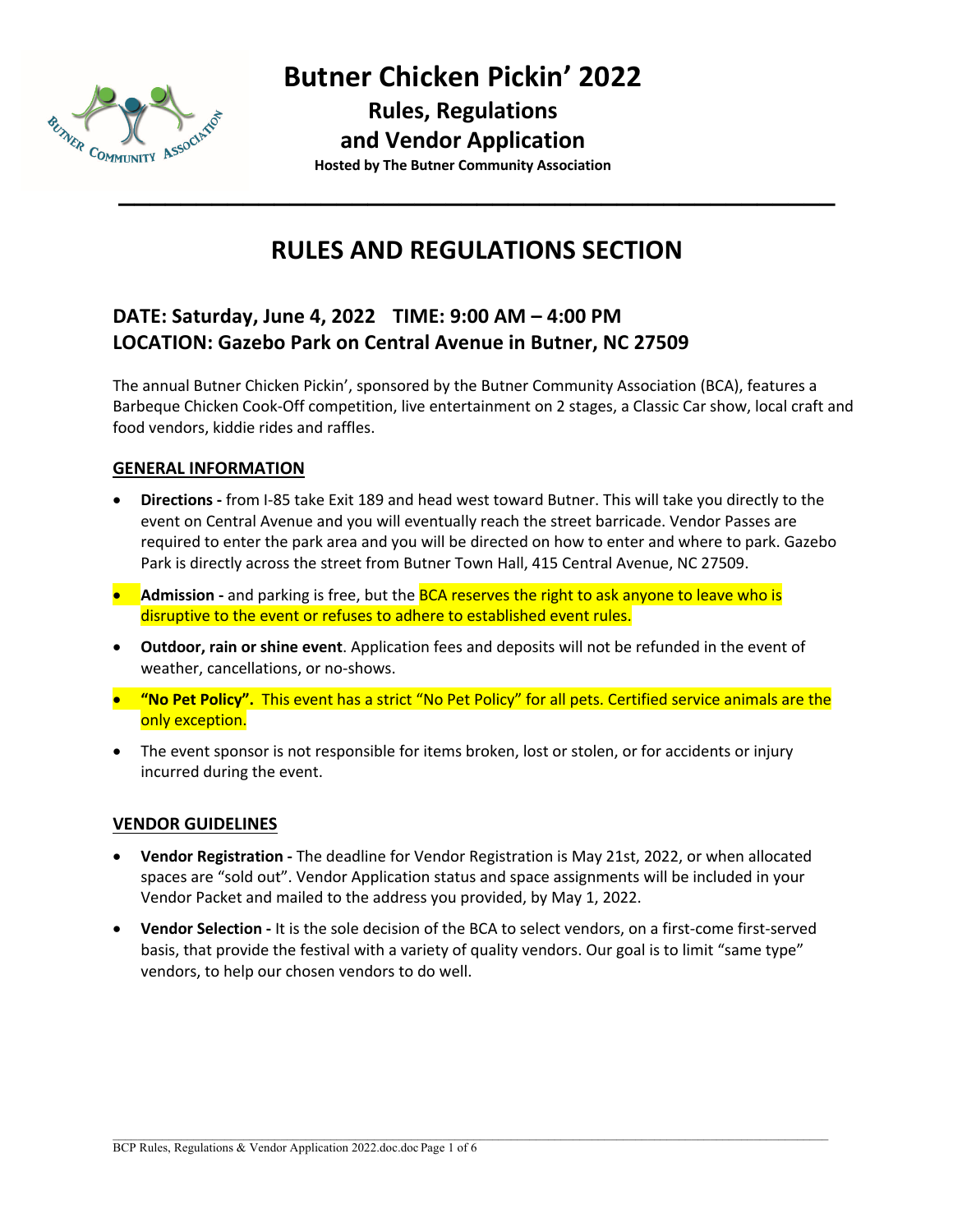# Butner Chicken Pickin' 2022

## Rules, Regulations and Vendor Application

**Hosted by The Butner Community Association**

---

# RULES AND REGULATIONS SECTION

## DATE: Saturday, June 4, 2022 TIME: 9:00 AM – 4:00 PM
## LOCATION: Gazebo Park on Central Avenue in Butner, NC 27509

The annual Butner Chicken Pickin', sponsored by the Butner Community Association (BCA), features a Barbeque Chicken Cook-Off competition, live entertainment on 2 stages, a Classic Car show, local craft and food vendors, kiddie rides and raffles.

### GENERAL INFORMATION

- **Directions -** from I-85 take Exit 189 and head west toward Butner. This will take you directly to the event on Central Avenue and you will eventually reach the street barricade. Vendor Passes are required to enter the park area and you will be directed on how to enter and where to park. Gazebo Park is directly across the street from Butner Town Hall, 415 Central Avenue, NC 27509.
- **Admission -** and parking is free, but the BCA reserves the right to ask anyone to leave who is disruptive to the event or refuses to adhere to established event rules.
- **Outdoor, rain or shine event**. Application fees and deposits will not be refunded in the event of weather, cancellations, or no-shows.
- **"No Pet Policy".** This event has a strict "No Pet Policy" for all pets. Certified service animals are the only exception.
- The event sponsor is not responsible for items broken, lost or stolen, or for accidents or injury incurred during the event.

### VENDOR GUIDELINES

- **Vendor Registration -** The deadline for Vendor Registration is May 21st, 2022, or when allocated spaces are "sold out". Vendor Application status and space assignments will be included in your Vendor Packet and mailed to the address you provided, by May 1, 2022.
- **Vendor Selection -** It is the sole decision of the BCA to select vendors, on a first-come first-served basis, that provide the festival with a variety of quality vendors. Our goal is to limit "same type" vendors, to help our chosen vendors to do well.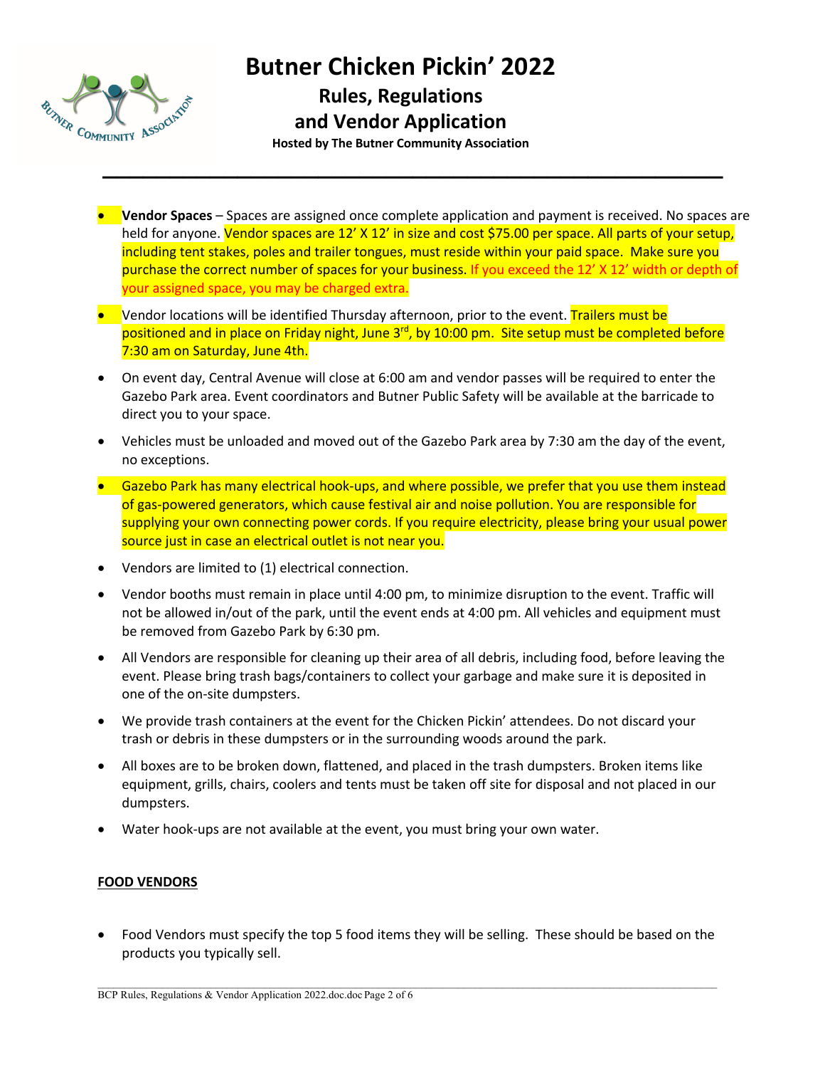# Butner Chicken Pickin' 2022

## Rules, Regulations and Vendor Application

**Hosted by The Butner Community Association**

---

- **Vendor Spaces** – Spaces are assigned once complete application and payment is received. No spaces are held for anyone. Vendor spaces are 12' X 12' in size and cost $75.00 per space. All parts of your setup, including tent stakes, poles and trailer tongues, must reside within your paid space. Make sure you purchase the correct number of spaces for your business. If you exceed the 12' X 12' width or depth of your assigned space, you may be charged extra.
- Vendor locations will be identified Thursday afternoon, prior to the event. Trailers must be positioned and in place on Friday night, June 3rd, by 10:00 pm. Site setup must be completed before 7:30 am on Saturday, June 4th.
- On event day, Central Avenue will close at 6:00 am and vendor passes will be required to enter the Gazebo Park area. Event coordinators and Butner Public Safety will be available at the barricade to direct you to your space.
- Vehicles must be unloaded and moved out of the Gazebo Park area by 7:30 am the day of the event, no exceptions.
- Gazebo Park has many electrical hook-ups, and where possible, we prefer that you use them instead of gas-powered generators, which cause festival air and noise pollution. You are responsible for supplying your own connecting power cords. If you require electricity, please bring your usual power source just in case an electrical outlet is not near you.
- Vendors are limited to (1) electrical connection.
- Vendor booths must remain in place until 4:00 pm, to minimize disruption to the event. Traffic will not be allowed in/out of the park, until the event ends at 4:00 pm. All vehicles and equipment must be removed from Gazebo Park by 6:30 pm.
- All Vendors are responsible for cleaning up their area of all debris, including food, before leaving the event. Please bring trash bags/containers to collect your garbage and make sure it is deposited in one of the on-site dumpsters.
- We provide trash containers at the event for the Chicken Pickin' attendees. Do not discard your trash or debris in these dumpsters or in the surrounding woods around the park.
- All boxes are to be broken down, flattened, and placed in the trash dumpsters. Broken items like equipment, grills, chairs, coolers and tents must be taken off site for disposal and not placed in our dumpsters.
- Water hook-ups are not available at the event, you must bring your own water.

**FOOD VENDORS**

- Food Vendors must specify the top 5 food items they will be selling. These should be based on the products you typically sell.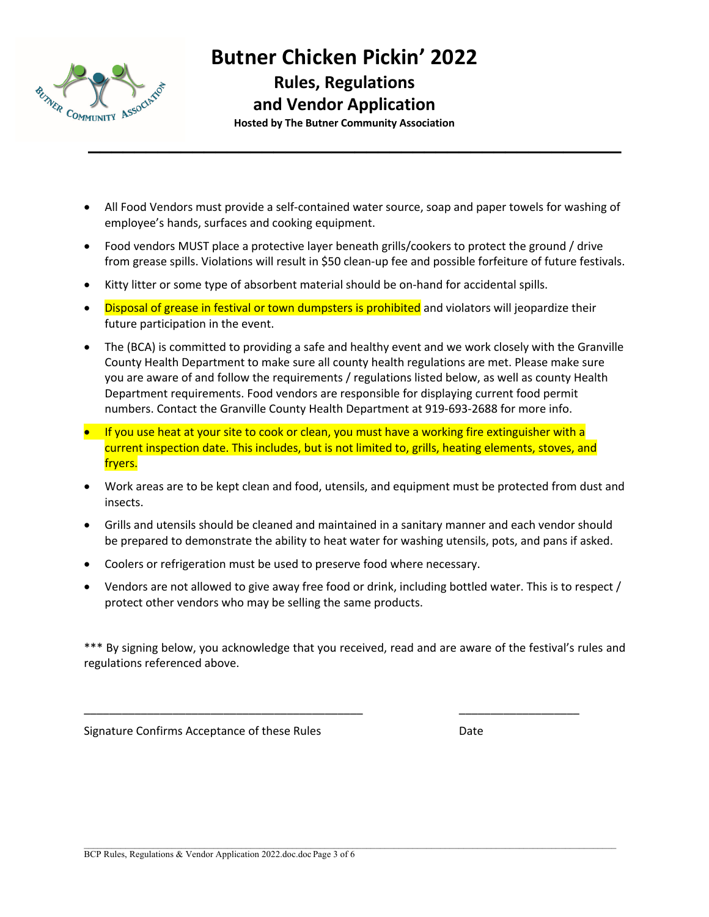# Butner Chicken Pickin' 2022

## Rules, Regulations and Vendor Application

**Hosted by The Butner Community Association**

---

- All Food Vendors must provide a self-contained water source, soap and paper towels for washing of employee's hands, surfaces and cooking equipment.
- Food vendors MUST place a protective layer beneath grills/cookers to protect the ground / drive from grease spills. Violations will result in $50 clean-up fee and possible forfeiture of future festivals.
- Kitty litter or some type of absorbent material should be on-hand for accidental spills.
- Disposal of grease in festival or town dumpsters is prohibited and violators will jeopardize their future participation in the event.
- The (BCA) is committed to providing a safe and healthy event and we work closely with the Granville County Health Department to make sure all county health regulations are met. Please make sure you are aware of and follow the requirements / regulations listed below, as well as county Health Department requirements. Food vendors are responsible for displaying current food permit numbers. Contact the Granville County Health Department at 919-693-2688 for more info.
- If you use heat at your site to cook or clean, you must have a working fire extinguisher with a current inspection date. This includes, but is not limited to, grills, heating elements, stoves, and fryers.
- Work areas are to be kept clean and food, utensils, and equipment must be protected from dust and insects.
- Grills and utensils should be cleaned and maintained in a sanitary manner and each vendor should be prepared to demonstrate the ability to heat water for washing utensils, pots, and pans if asked.
- Coolers or refrigeration must be used to preserve food where necessary.
- Vendors are not allowed to give away free food or drink, including bottled water. This is to respect / protect other vendors who may be selling the same products.

*** By signing below, you acknowledge that you received, read and are aware of the festival's rules and regulations referenced above.

_____________________________________________ ___________________

Signature Confirms Acceptance of these Rules Date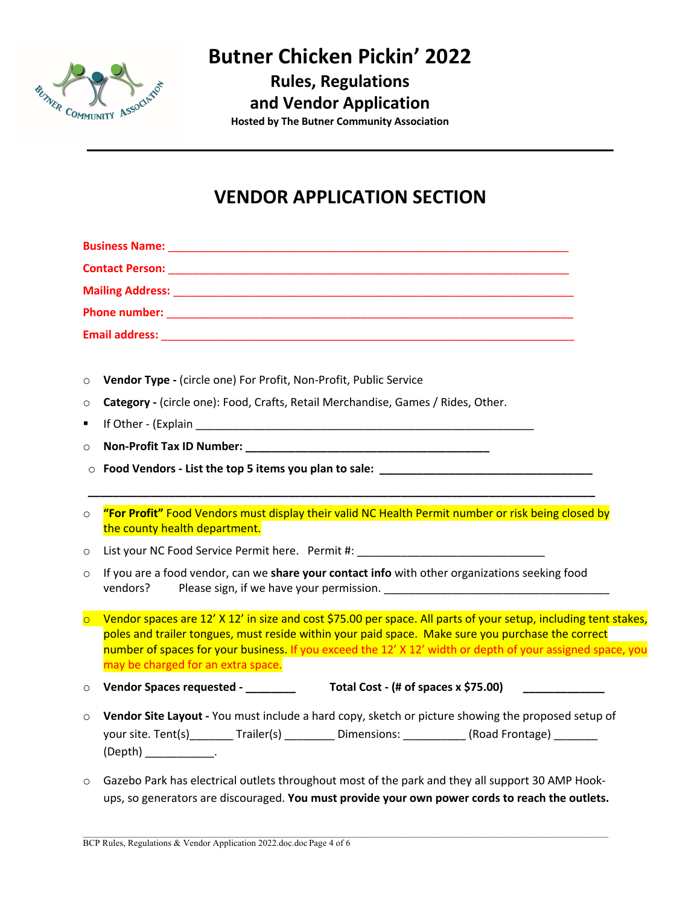# Butner Chicken Pickin' 2022

## Rules, Regulations and Vendor Application

**Hosted by The Butner Community Association**

---

## VENDOR APPLICATION SECTION

**Business Name:** ______________________________________________________________

**Contact Person:** ______________________________________________________________

**Mailing Address:** ______________________________________________________________

**Phone number:** ______________________________________________________________

**Email address:** ______________________________________________________________

- **Vendor Type -** (circle one) For Profit, Non-Profit, Public Service
- **Category -** (circle one): Food, Crafts, Retail Merchandise, Games / Rides, Other.
  - If Other - (Explain ______________________________________________________
- **Non-Profit Tax ID Number: ________________________________________**
- **Food Vendors - List the top 5 items you plan to sale: ___________________________________**

  ______________________________________________________________________________________

- **"For Profit"** Food Vendors must display their valid NC Health Permit number or risk being closed by the county health department.
- List your NC Food Service Permit here. Permit #: ______________________________
- If you are a food vendor, can we **share your contact info** with other organizations seeking food vendors? Please sign, if we have your permission. ____________________________________
- Vendor spaces are 12' X 12' in size and cost $75.00 per space. All parts of your setup, including tent stakes, poles and trailer tongues, must reside within your paid space. Make sure you purchase the correct number of spaces for your business. If you exceed the 12' X 12' width or depth of your assigned space, you may be charged for an extra space.
- **Vendor Spaces requested - ________ Total Cost - (# of spaces x $75.00) _____________**
- **Vendor Site Layout -** You must include a hard copy, sketch or picture showing the proposed setup of your site. Tent(s)_______ Trailer(s) ________ Dimensions: __________ (Road Frontage) _______ (Depth) ___________.
- Gazebo Park has electrical outlets throughout most of the park and they all support 30 AMP Hook-ups, so generators are discouraged. **You must provide your own power cords to reach the outlets.**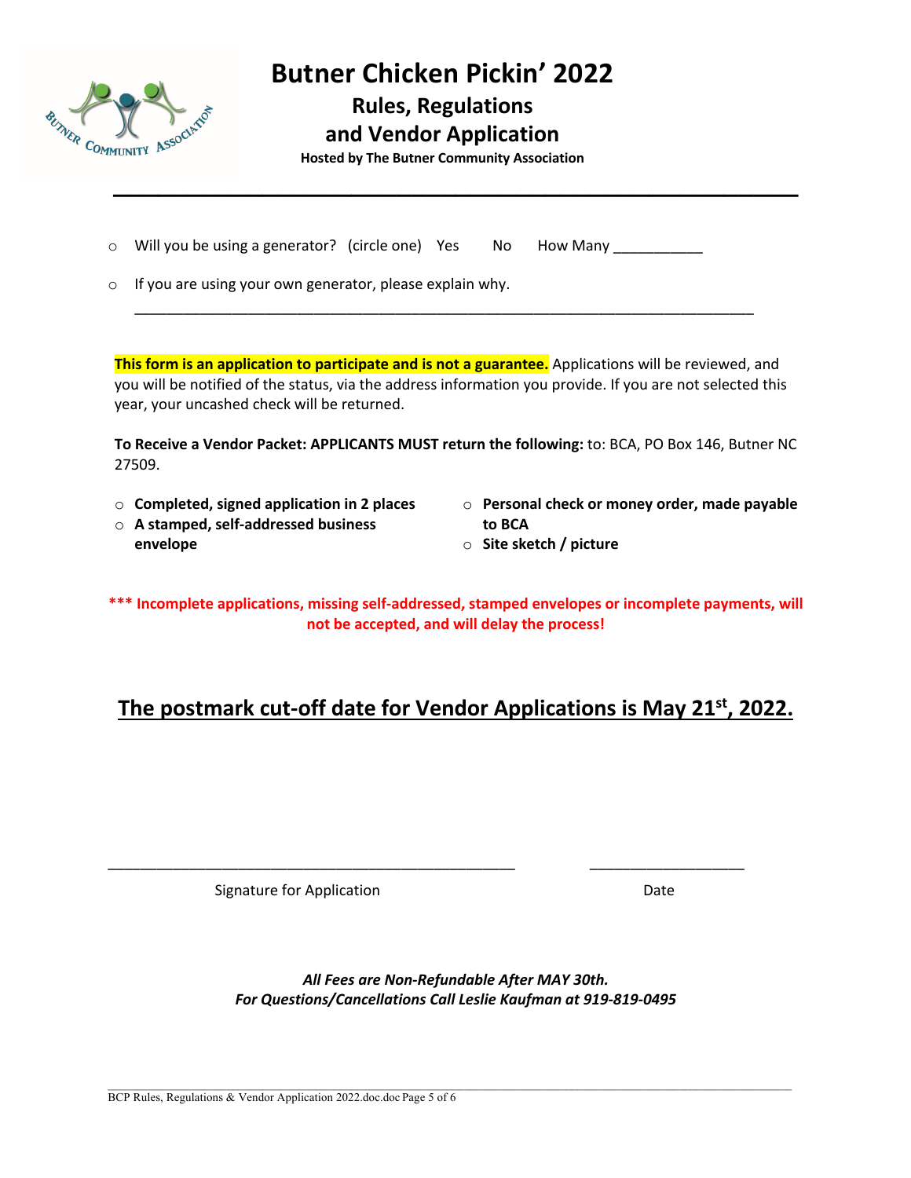# Butner Chicken Pickin' 2022

## Rules, Regulations and Vendor Application

**Hosted by The Butner Community Association**

---

- Will you be using a generator? (circle one) Yes No How Many ___________
- If you are using your own generator, please explain why.

  ________________________________________________________________________________

**This form is an application to participate and is not a guarantee.** Applications will be reviewed, and you will be notified of the status, via the address information you provide. If you are not selected this year, your uncashed check will be returned.

**To Receive a Vendor Packet: APPLICANTS MUST return the following:** to: BCA, PO Box 146, Butner NC 27509.

- **Completed, signed application in 2 places**
- **A stamped, self-addressed business envelope**
- **Personal check or money order, made payable to BCA**
- **Site sketch / picture**

**\*\*\* Incomplete applications, missing self-addressed, stamped envelopes or incomplete payments, will not be accepted, and will delay the process!**

## The postmark cut-off date for Vendor Applications is May 21st, 2022.

____________________________________________________ ____________________

Signature for Application Date

***All Fees are Non-Refundable After MAY 30th.***
***For Questions/Cancellations Call Leslie Kaufman at 919-819-0495***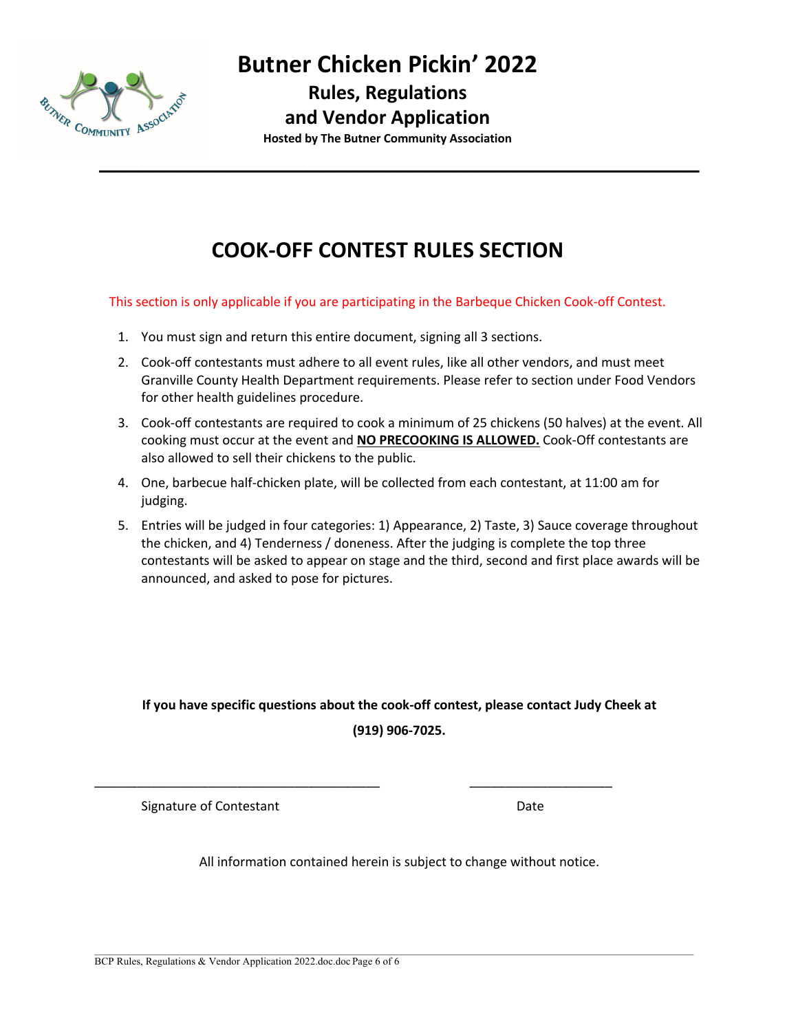# Butner Chicken Pickin' 2022

## Rules, Regulations and Vendor Application

**Hosted by The Butner Community Association**

# COOK-OFF CONTEST RULES SECTION

This section is only applicable if you are participating in the Barbeque Chicken Cook-off Contest.

1. You must sign and return this entire document, signing all 3 sections.
2. Cook-off contestants must adhere to all event rules, like all other vendors, and must meet Granville County Health Department requirements. Please refer to section under Food Vendors for other health guidelines procedure.
3. Cook-off contestants are required to cook a minimum of 25 chickens (50 halves) at the event. All cooking must occur at the event and **NO PRECOOKING IS ALLOWED.** Cook-Off contestants are also allowed to sell their chickens to the public.
4. One, barbecue half-chicken plate, will be collected from each contestant, at 11:00 am for judging.
5. Entries will be judged in four categories: 1) Appearance, 2) Taste, 3) Sauce coverage throughout the chicken, and 4) Tenderness / doneness. After the judging is complete the top three contestants will be asked to appear on stage and the third, second and first place awards will be announced, and asked to pose for pictures.

**If you have specific questions about the cook-off contest, please contact Judy Cheek at (919) 906-7025.**

________________________________________ ____________________

Signature of Contestant Date

All information contained herein is subject to change without notice.